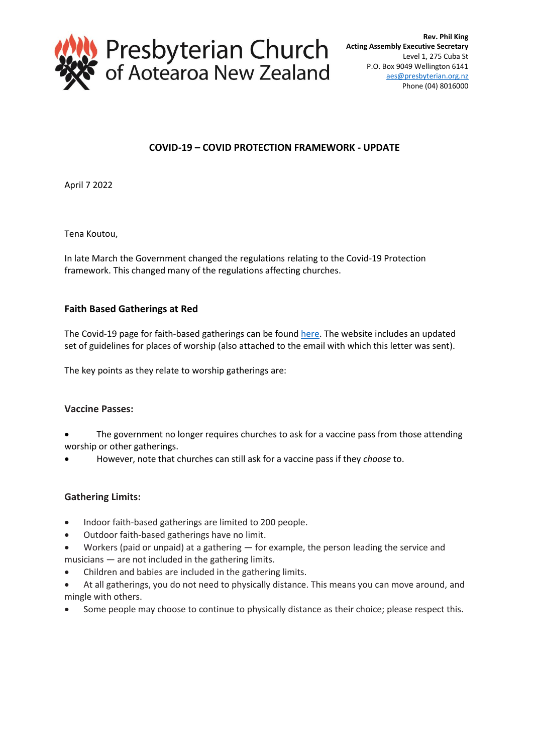Presbyterian Church of Aotearoa New Zealand

**Rev. Phil King**
**Acting Assembly Executive Secretary**
Level 1, 275 Cuba St
P.O. Box 9049 Wellington 6141
aes@presbyterian.org.nz
Phone (04) 8016000

## COVID-19 – COVID PROTECTION FRAMEWORK - UPDATE

April 7 2022

Tena Koutou,

In late March the Government changed the regulations relating to the Covid-19 Protection framework. This changed many of the regulations affecting churches.

### Faith Based Gatherings at Red

The Covid-19 page for faith-based gatherings can be found here. The website includes an updated set of guidelines for places of worship (also attached to the email with which this letter was sent).

The key points as they relate to worship gatherings are:

### Vaccine Passes:

- The government no longer requires churches to ask for a vaccine pass from those attending worship or other gatherings.
- However, note that churches can still ask for a vaccine pass if they *choose* to.

### Gathering Limits:

- Indoor faith-based gatherings are limited to 200 people.
- Outdoor faith-based gatherings have no limit.
- Workers (paid or unpaid) at a gathering — for example, the person leading the service and musicians — are not included in the gathering limits.
- Children and babies are included in the gathering limits.
- At all gatherings, you do not need to physically distance. This means you can move around, and mingle with others.
- Some people may choose to continue to physically distance as their choice; please respect this.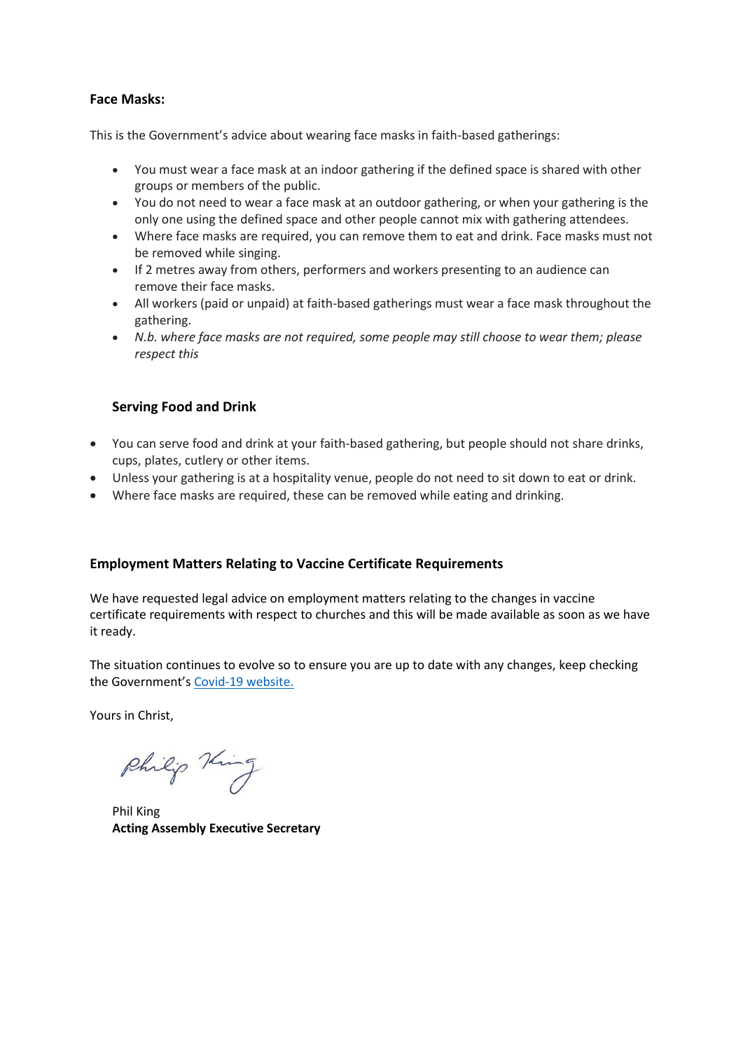### Face Masks:

This is the Government's advice about wearing face masks in faith-based gatherings:

- You must wear a face mask at an indoor gathering if the defined space is shared with other groups or members of the public.
- You do not need to wear a face mask at an outdoor gathering, or when your gathering is the only one using the defined space and other people cannot mix with gathering attendees.
- Where face masks are required, you can remove them to eat and drink. Face masks must not be removed while singing.
- If 2 metres away from others, performers and workers presenting to an audience can remove their face masks.
- All workers (paid or unpaid) at faith-based gatherings must wear a face mask throughout the gathering.
- *N.b. where face masks are not required, some people may still choose to wear them; please respect this*

### Serving Food and Drink

- You can serve food and drink at your faith-based gathering, but people should not share drinks, cups, plates, cutlery or other items.
- Unless your gathering is at a hospitality venue, people do not need to sit down to eat or drink.
- Where face masks are required, these can be removed while eating and drinking.

### Employment Matters Relating to Vaccine Certificate Requirements

We have requested legal advice on employment matters relating to the changes in vaccine certificate requirements with respect to churches and this will be made available as soon as we have it ready.

The situation continues to evolve so to ensure you are up to date with any changes, keep checking the Government's [Covid-19 website.]()

Yours in Christ,

Philip King

Phil King
**Acting Assembly Executive Secretary**